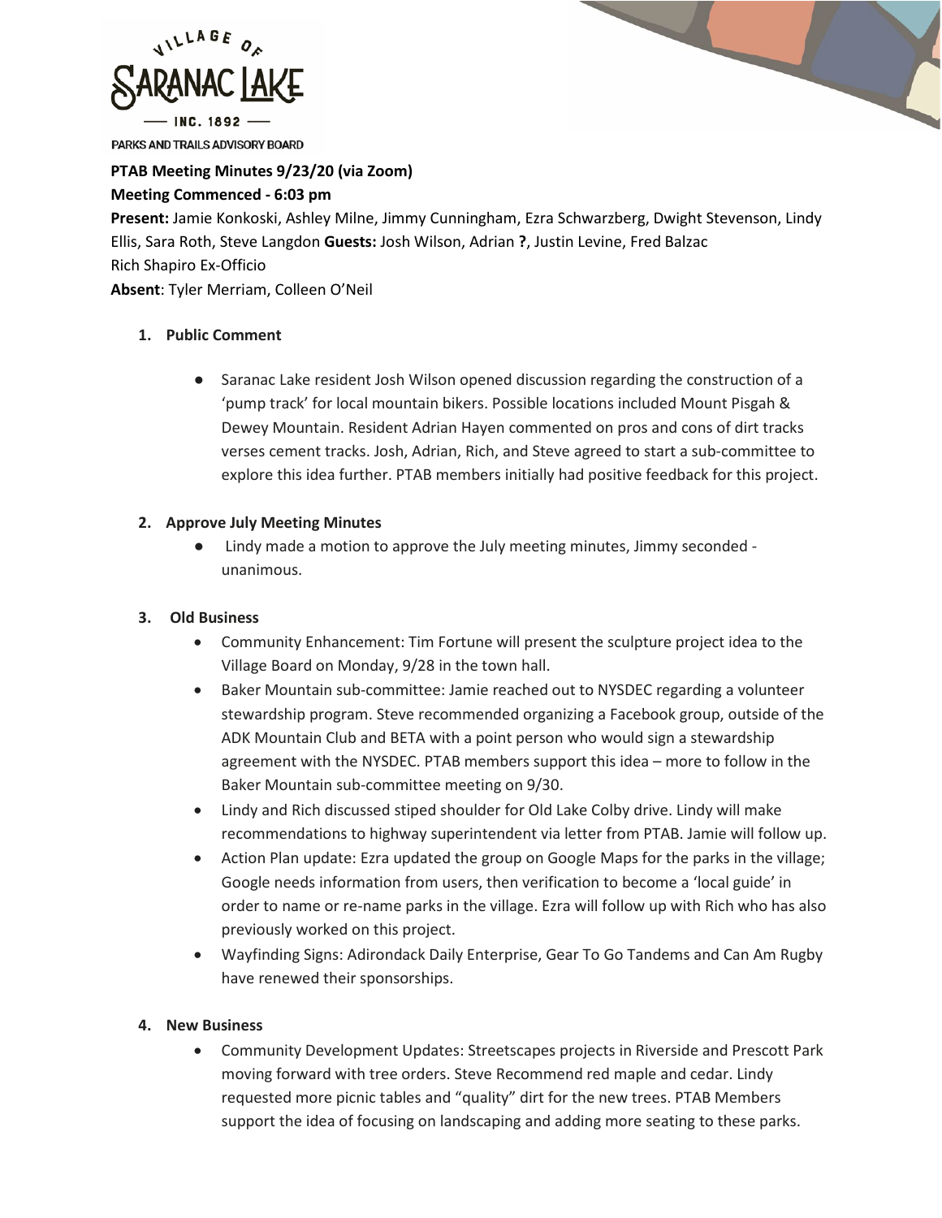VILLAGE OF SARANAC LAKE — INC. 1892 —

PARKS AND TRAILS ADVISORY BOARD

**PTAB Meeting Minutes 9/23/20 (via Zoom)**

**Meeting Commenced - 6:03 pm**

**Present:** Jamie Konkoski, Ashley Milne, Jimmy Cunningham, Ezra Schwarzberg, Dwight Stevenson, Lindy Ellis, Sara Roth, Steve Langdon **Guests:** Josh Wilson, Adrian **?**, Justin Levine, Fred Balzac
Rich Shapiro Ex-Officio
**Absent**: Tyler Merriam, Colleen O'Neil

1. **Public Comment**

   - Saranac Lake resident Josh Wilson opened discussion regarding the construction of a 'pump track' for local mountain bikers. Possible locations included Mount Pisgah & Dewey Mountain. Resident Adrian Hayen commented on pros and cons of dirt tracks verses cement tracks. Josh, Adrian, Rich, and Steve agreed to start a sub-committee to explore this idea further. PTAB members initially had positive feedback for this project.

2. **Approve July Meeting Minutes**
   - Lindy made a motion to approve the July meeting minutes, Jimmy seconded - unanimous.

3. **Old Business**
   - Community Enhancement: Tim Fortune will present the sculpture project idea to the Village Board on Monday, 9/28 in the town hall.
   - Baker Mountain sub-committee: Jamie reached out to NYSDEC regarding a volunteer stewardship program. Steve recommended organizing a Facebook group, outside of the ADK Mountain Club and BETA with a point person who would sign a stewardship agreement with the NYSDEC. PTAB members support this idea – more to follow in the Baker Mountain sub-committee meeting on 9/30.
   - Lindy and Rich discussed stiped shoulder for Old Lake Colby drive. Lindy will make recommendations to highway superintendent via letter from PTAB. Jamie will follow up.
   - Action Plan update: Ezra updated the group on Google Maps for the parks in the village; Google needs information from users, then verification to become a 'local guide' in order to name or re-name parks in the village. Ezra will follow up with Rich who has also previously worked on this project.
   - Wayfinding Signs: Adirondack Daily Enterprise, Gear To Go Tandems and Can Am Rugby have renewed their sponsorships.

4. **New Business**
   - Community Development Updates: Streetscapes projects in Riverside and Prescott Park moving forward with tree orders. Steve Recommend red maple and cedar. Lindy requested more picnic tables and "quality" dirt for the new trees. PTAB Members support the idea of focusing on landscaping and adding more seating to these parks.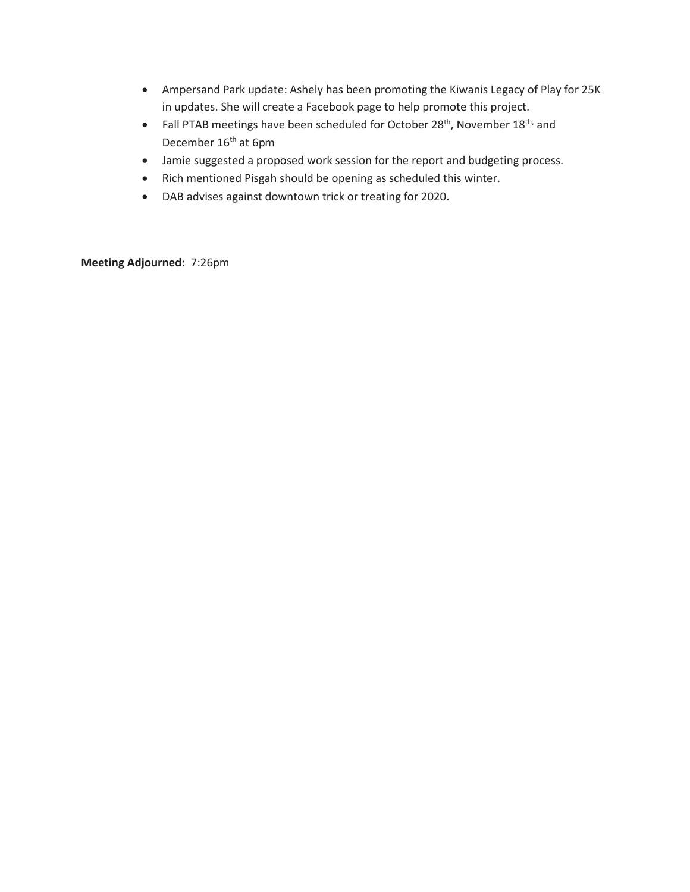- Ampersand Park update: Ashely has been promoting the Kiwanis Legacy of Play for 25K in updates. She will create a Facebook page to help promote this project.
- Fall PTAB meetings have been scheduled for October 28th, November 18th, and December 16th at 6pm
- Jamie suggested a proposed work session for the report and budgeting process.
- Rich mentioned Pisgah should be opening as scheduled this winter.
- DAB advises against downtown trick or treating for 2020.

**Meeting Adjourned:** 7:26pm